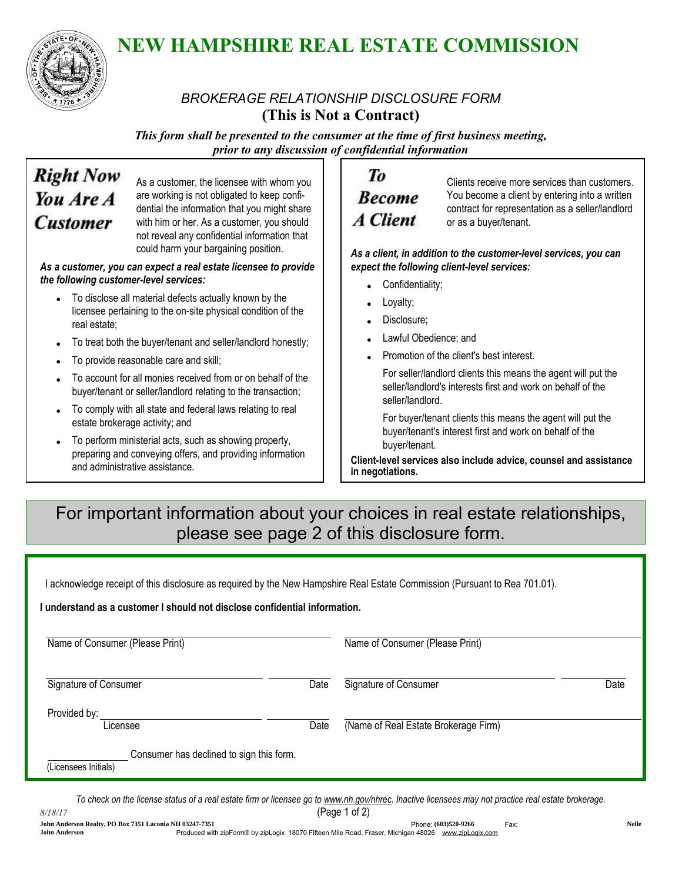# NEW HAMPSHIRE REAL ESTATE COMMISSION

*BROKERAGE RELATIONSHIP DISCLOSURE FORM*

**(This is Not a Contract)**

***This form shall be presented to the consumer at the time of first business meeting, prior to any discussion of confidential information***

## Right Now You Are A Customer

As a customer, the licensee with whom you are working is not obligated to keep confidential the information that you might share with him or her. As a customer, you should not reveal any confidential information that could harm your bargaining position.

***As a customer, you can expect a real estate licensee to provide the following customer-level services:***

- To disclose all material defects actually known by the licensee pertaining to the on-site physical condition of the real estate;
- To treat both the buyer/tenant and seller/landlord honestly;
- To provide reasonable care and skill;
- To account for all monies received from or on behalf of the buyer/tenant or seller/landlord relating to the transaction;
- To comply with all state and federal laws relating to real estate brokerage activity; and
- To perform ministerial acts, such as showing property, preparing and conveying offers, and providing information and administrative assistance.

## To Become A Client

Clients receive more services than customers. You become a client by entering into a written contract for representation as a seller/landlord or as a buyer/tenant.

***As a client, in addition to the customer-level services, you can expect the following client-level services:***

- Confidentiality;
- Loyalty;
- Disclosure;
- Lawful Obedience; and
- Promotion of the client's best interest.

  For seller/landlord clients this means the agent will put the seller/landlord's interests first and work on behalf of the seller/landlord.

  For buyer/tenant clients this means the agent will put the buyer/tenant's interest first and work on behalf of the buyer/tenant.

**Client-level services also include advice, counsel and assistance in negotiations.**

For important information about your choices in real estate relationships, please see page 2 of this disclosure form.

I acknowledge receipt of this disclosure as required by the New Hampshire Real Estate Commission (Pursuant to Rea 701.01).

**I understand as a customer I should not disclose confidential information.**

______________________________ Name of Consumer (Please Print)  ______________________________ Name of Consumer (Please Print)

______________________________ Signature of Consumer ________ Date  ______________________________ Signature of Consumer ________ Date

Provided by: ______________________________ Licensee ________ Date  ______________________________ (Name of Real Estate Brokerage Firm)

________ (Licensees Initials) Consumer has declined to sign this form.

*To check on the license status of a real estate firm or licensee go to www.nh.gov/nhrec. Inactive licensees may not practice real estate brokerage.*

*8/18/17*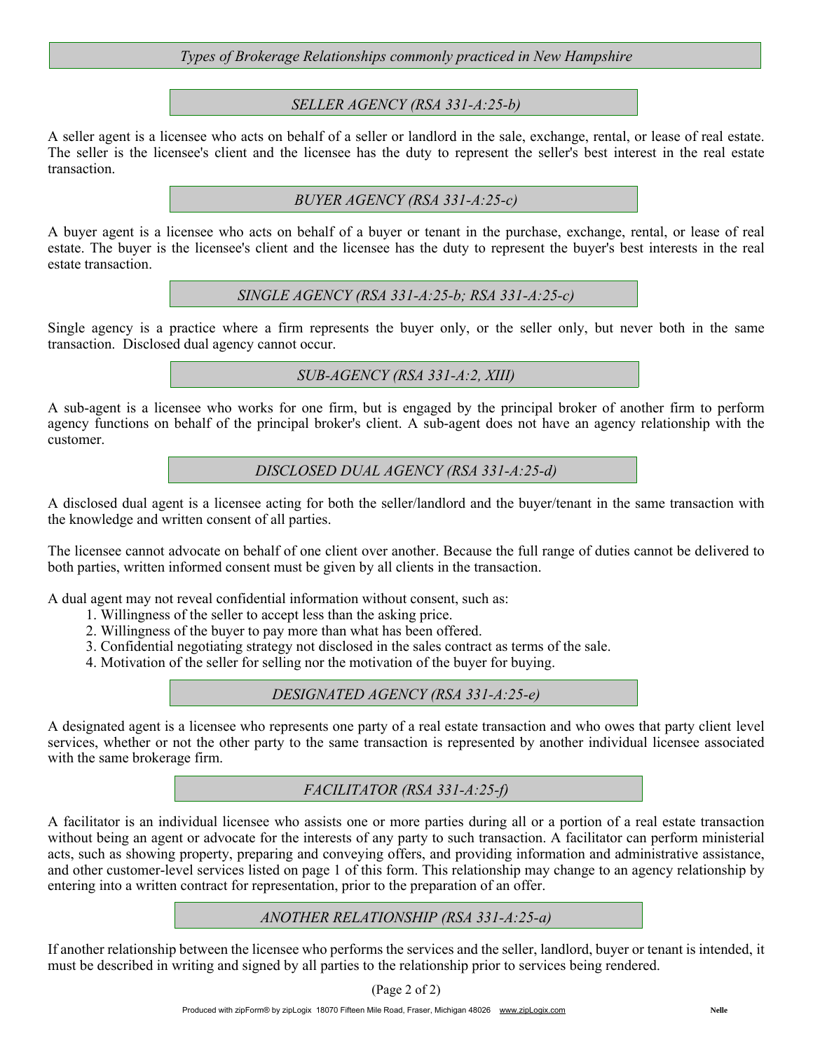## *Types of Brokerage Relationships commonly practiced in New Hampshire*

### *SELLER AGENCY (RSA 331-A:25-b)*

A seller agent is a licensee who acts on behalf of a seller or landlord in the sale, exchange, rental, or lease of real estate. The seller is the licensee's client and the licensee has the duty to represent the seller's best interest in the real estate transaction.

### *BUYER AGENCY (RSA 331-A:25-c)*

A buyer agent is a licensee who acts on behalf of a buyer or tenant in the purchase, exchange, rental, or lease of real estate. The buyer is the licensee's client and the licensee has the duty to represent the buyer's best interests in the real estate transaction.

### *SINGLE AGENCY (RSA 331-A:25-b; RSA 331-A:25-c)*

Single agency is a practice where a firm represents the buyer only, or the seller only, but never both in the same transaction. Disclosed dual agency cannot occur.

### *SUB-AGENCY (RSA 331-A:2, XIII)*

A sub-agent is a licensee who works for one firm, but is engaged by the principal broker of another firm to perform agency functions on behalf of the principal broker's client. A sub-agent does not have an agency relationship with the customer.

### *DISCLOSED DUAL AGENCY (RSA 331-A:25-d)*

A disclosed dual agent is a licensee acting for both the seller/landlord and the buyer/tenant in the same transaction with the knowledge and written consent of all parties.

The licensee cannot advocate on behalf of one client over another. Because the full range of duties cannot be delivered to both parties, written informed consent must be given by all clients in the transaction.

A dual agent may not reveal confidential information without consent, such as:

1. Willingness of the seller to accept less than the asking price.
2. Willingness of the buyer to pay more than what has been offered.
3. Confidential negotiating strategy not disclosed in the sales contract as terms of the sale.
4. Motivation of the seller for selling nor the motivation of the buyer for buying.

### *DESIGNATED AGENCY (RSA 331-A:25-e)*

A designated agent is a licensee who represents one party of a real estate transaction and who owes that party client level services, whether or not the other party to the same transaction is represented by another individual licensee associated with the same brokerage firm.

### *FACILITATOR (RSA 331-A:25-f)*

A facilitator is an individual licensee who assists one or more parties during all or a portion of a real estate transaction without being an agent or advocate for the interests of any party to such transaction. A facilitator can perform ministerial acts, such as showing property, preparing and conveying offers, and providing information and administrative assistance, and other customer-level services listed on page 1 of this form. This relationship may change to an agency relationship by entering into a written contract for representation, prior to the preparation of an offer.

### *ANOTHER RELATIONSHIP (RSA 331-A:25-a)*

If another relationship between the licensee who performs the services and the seller, landlord, buyer or tenant is intended, it must be described in writing and signed by all parties to the relationship prior to services being rendered.